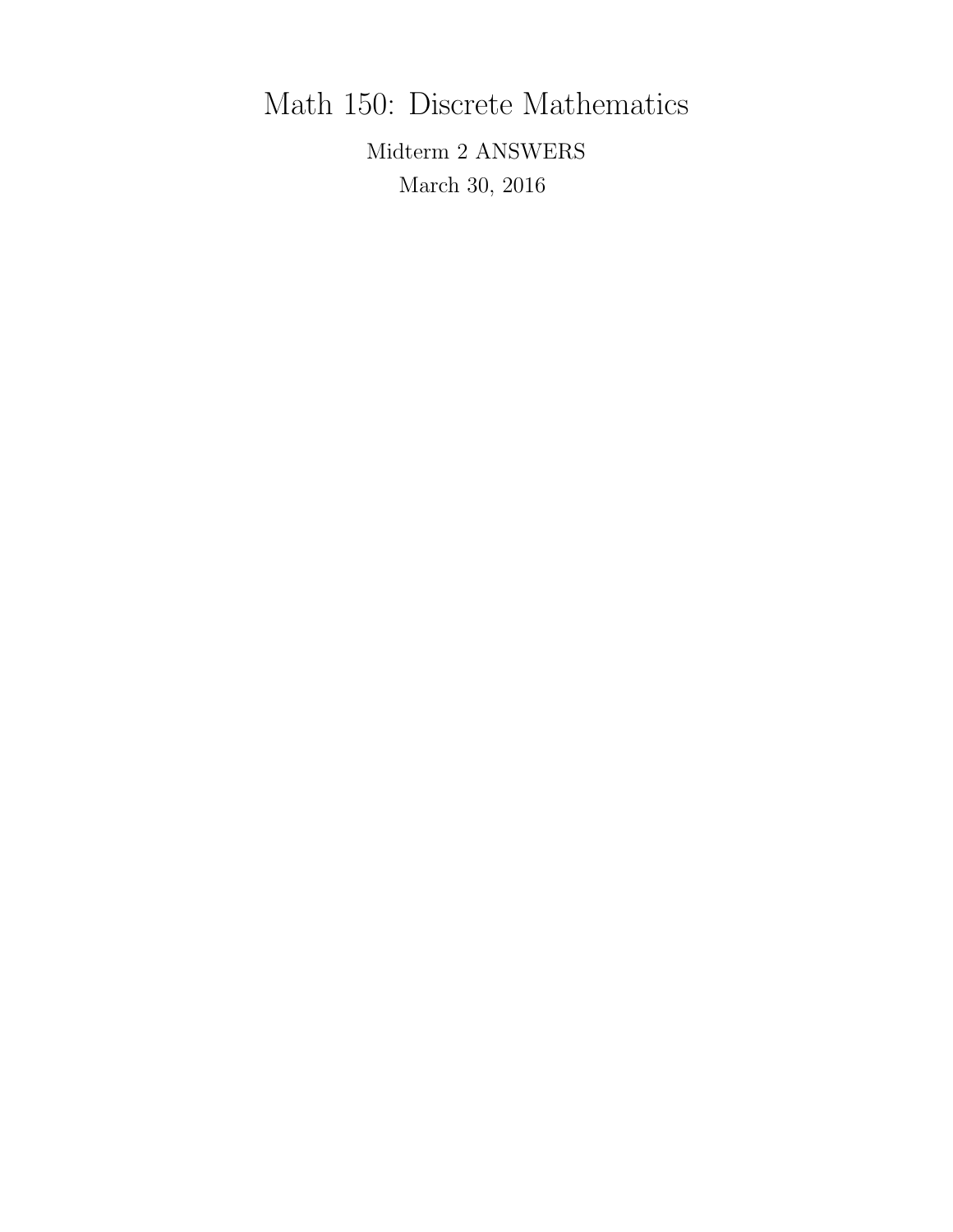# Math 150: Discrete Mathematics

Midterm 2 ANSWERS

March 30, 2016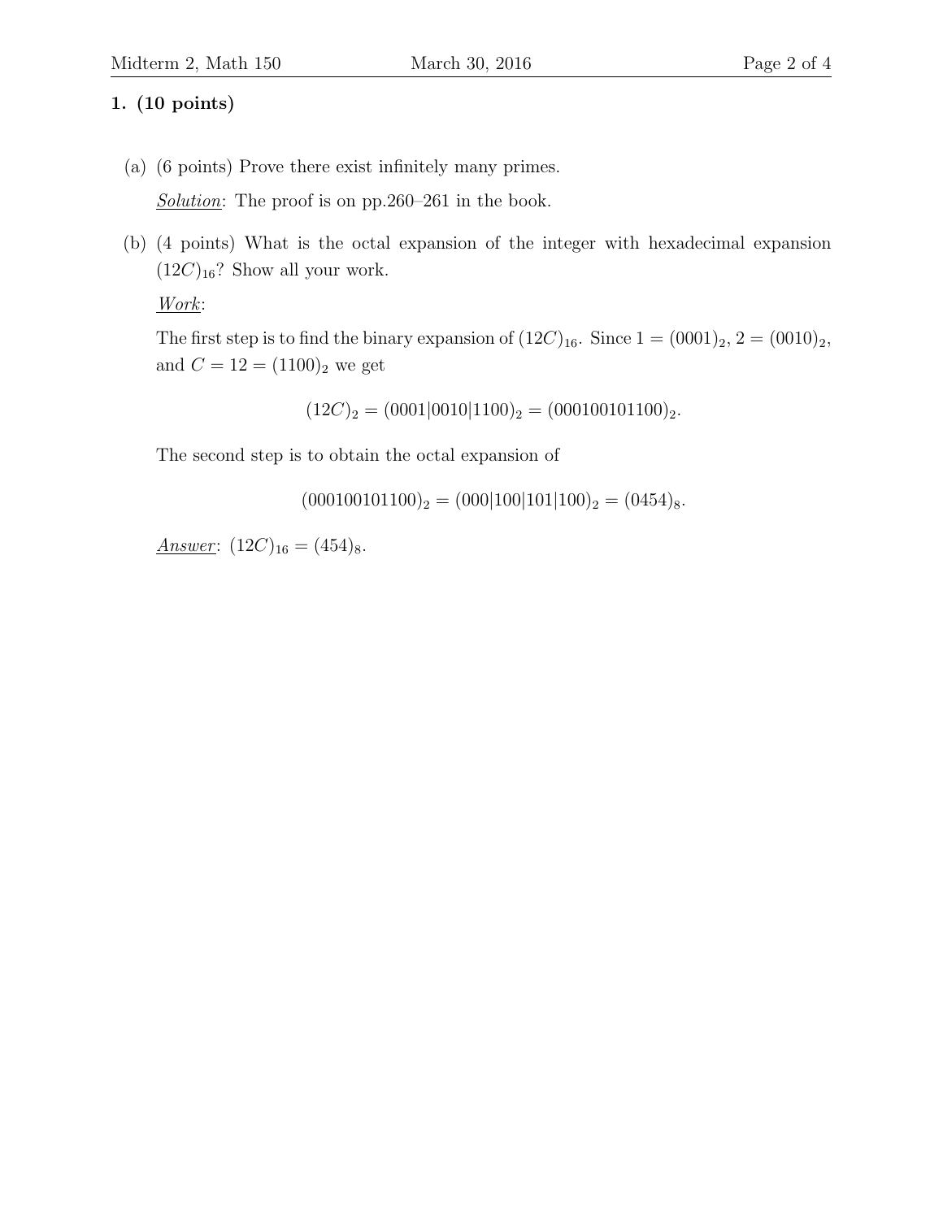**1. (10 points)**

(a) (6 points) Prove there exist infinitely many primes.

<u>*Solution*</u>: The proof is on pp.260–261 in the book.

(b) (4 points) What is the octal expansion of the integer with hexadecimal expansion $(12C)_{16}$? Show all your work.

<u>*Work*</u>:

The first step is to find the binary expansion of $(12C)_{16}$. Since $1 = (0001)_2$, $2 = (0010)_2$, and $C = 12 = (1100)_2$ we get

$$(12C)_2 = (0001|0010|1100)_2 = (000100101100)_2.$$

The second step is to obtain the octal expansion of

$$(000100101100)_2 = (000|100|101|100)_2 = (0454)_8.$$

<u>*Answer*</u>: $(12C)_{16} = (454)_8$.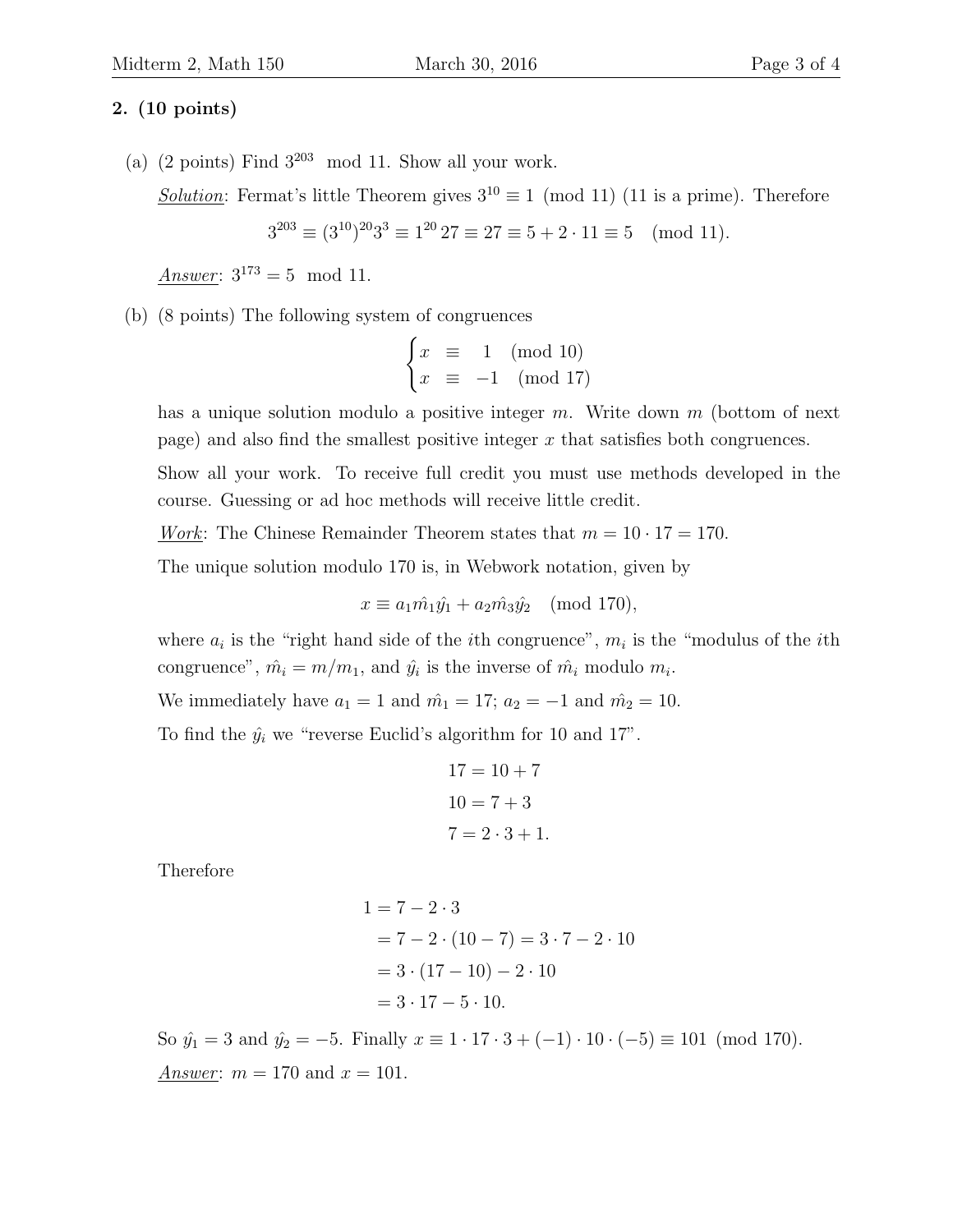**2. (10 points)**

(a) (2 points) Find $3^{203} \mod 11$. Show all your work.

*Solution*: Fermat's little Theorem gives $3^{10} \equiv 1 \pmod{11}$ (11 is a prime). Therefore

$$3^{203} \equiv (3^{10})^{20} 3^3 \equiv 1^{20}\, 27 \equiv 27 \equiv 5 + 2 \cdot 11 \equiv 5 \pmod{11}.$$

*Answer*: $3^{173} = 5 \mod 11$.

(b) (8 points) The following system of congruences

$$\begin{cases} x \equiv 1 \pmod{10} \\ x \equiv -1 \pmod{17} \end{cases}$$

has a unique solution modulo a positive integer $m$. Write down $m$ (bottom of next page) and also find the smallest positive integer $x$ that satisfies both congruences.

Show all your work. To receive full credit you must use methods developed in the course. Guessing or ad hoc methods will receive little credit.

*Work*: The Chinese Remainder Theorem states that $m = 10 \cdot 17 = 170$.

The unique solution modulo 170 is, in Webwork notation, given by

$$x \equiv a_1 \hat{m}_1 \hat{y}_1 + a_2 \hat{m}_3 \hat{y}_2 \pmod{170},$$

where $a_i$ is the "right hand side of the $i$th congruence", $m_i$ is the "modulus of the $i$th congruence", $\hat{m}_i = m/m_1$, and $\hat{y}_i$ is the inverse of $\hat{m}_i$ modulo $m_i$.

We immediately have $a_1 = 1$ and $\hat{m}_1 = 17$; $a_2 = -1$ and $\hat{m}_2 = 10$.

To find the $\hat{y}_i$ we "reverse Euclid's algorithm for 10 and 17".

$$\begin{aligned} 17 &= 10 + 7 \\ 10 &= 7 + 3 \\ 7 &= 2 \cdot 3 + 1. \end{aligned}$$

Therefore

$$\begin{aligned} 1 &= 7 - 2 \cdot 3 \\ &= 7 - 2 \cdot (10 - 7) = 3 \cdot 7 - 2 \cdot 10 \\ &= 3 \cdot (17 - 10) - 2 \cdot 10 \\ &= 3 \cdot 17 - 5 \cdot 10. \end{aligned}$$

So $\hat{y_1} = 3$ and $\hat{y_2} = -5$. Finally $x \equiv 1 \cdot 17 \cdot 3 + (-1) \cdot 10 \cdot (-5) \equiv 101 \pmod{170}$.

*Answer*: $m = 170$ and $x = 101$.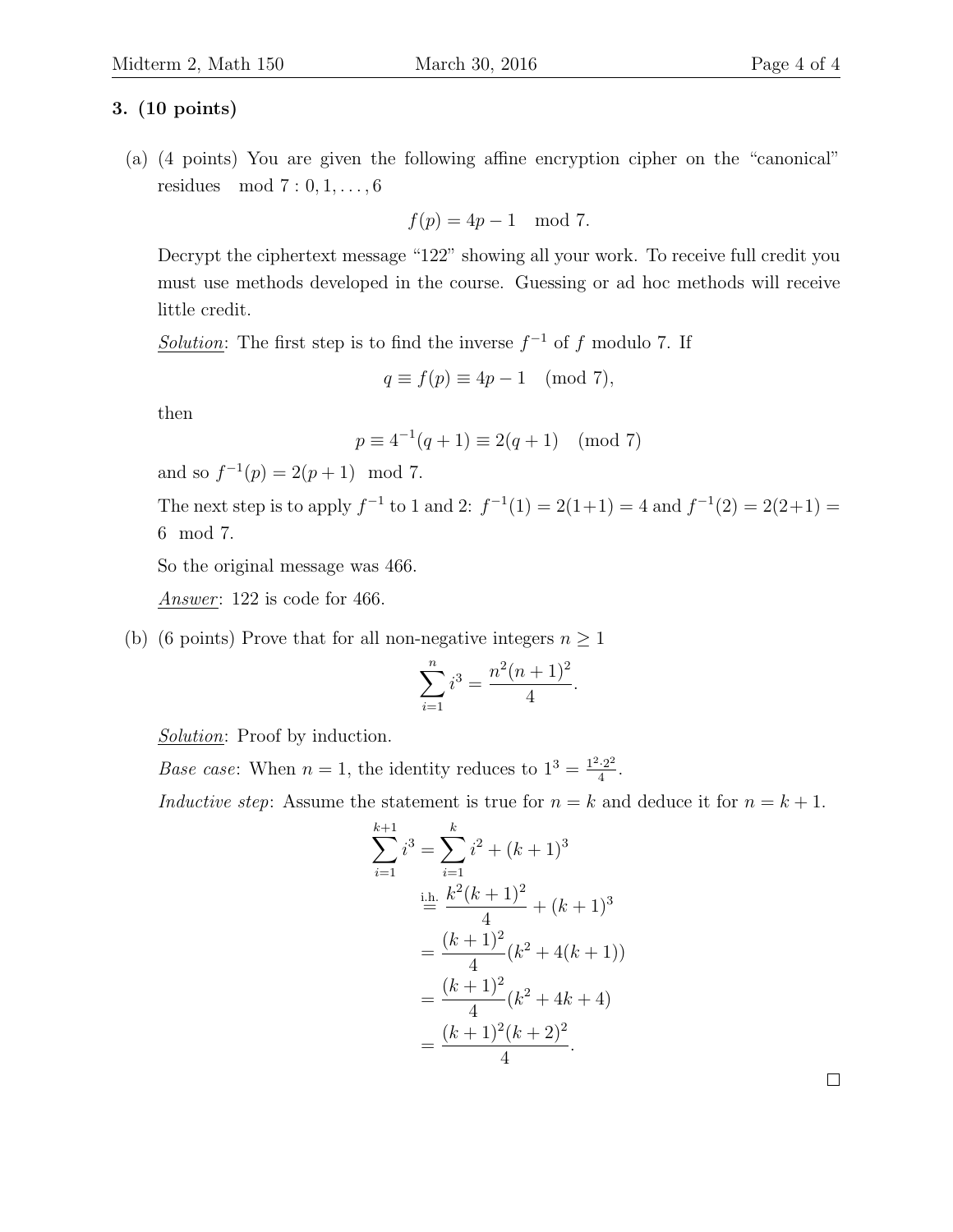**3. (10 points)**

(a) (4 points) You are given the following affine encryption cipher on the "canonical" residues mod $7 : 0, 1, \ldots, 6$

$$f(p) = 4p - 1 \mod 7.$$

Decrypt the ciphertext message "122" showing all your work. To receive full credit you must use methods developed in the course. Guessing or ad hoc methods will receive little credit.

<u>*Solution*</u>: The first step is to find the inverse $f^{-1}$ of $f$ modulo 7. If

$$q \equiv f(p) \equiv 4p - 1 \pmod 7,$$

then

$$p \equiv 4^{-1}(q+1) \equiv 2(q+1) \pmod 7$$

and so $f^{-1}(p) = 2(p+1) \mod 7$.

The next step is to apply $f^{-1}$ to 1 and 2: $f^{-1}(1) = 2(1+1) = 4$ and $f^{-1}(2) = 2(2+1) = 6 \mod 7$.

So the original message was 466.

<u>*Answer*</u>: 122 is code for 466.

(b) (6 points) Prove that for all non-negative integers $n \geq 1$

$$\sum_{i=1}^{n} i^3 = \frac{n^2(n+1)^2}{4}.$$

<u>*Solution*</u>: Proof by induction.

*Base case*: When $n = 1$, the identity reduces to $1^3 = \frac{1^2 \cdot 2^2}{4}$.

*Inductive step*: Assume the statement is true for $n = k$ and deduce it for $n = k + 1$.

$$\begin{aligned}
\sum_{i=1}^{k+1} i^3 &= \sum_{i=1}^{k} i^2 + (k+1)^3 \\
&\overset{\text{i.h.}}{=} \frac{k^2(k+1)^2}{4} + (k+1)^3 \\
&= \frac{(k+1)^2}{4}(k^2 + 4(k+1)) \\
&= \frac{(k+1)^2}{4}(k^2 + 4k + 4) \\
&= \frac{(k+1)^2(k+2)^2}{4}.
\end{aligned}$$

□